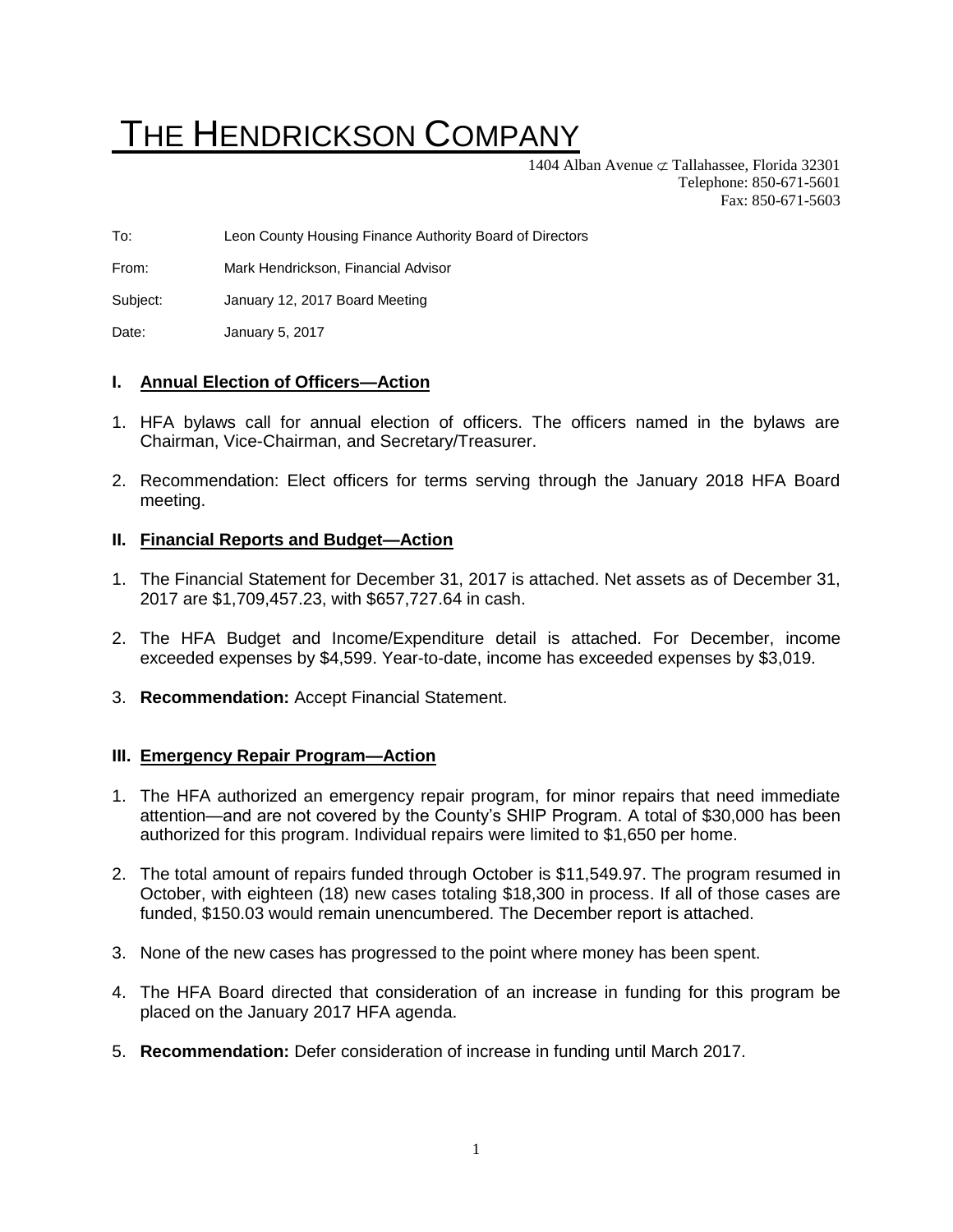# THE HENDRICKSON COMPANY

1404 Alban Avenue ⊄ Tallahassee, Florida 32301
Telephone: 850-671-5601
Fax: 850-671-5603

To: Leon County Housing Finance Authority Board of Directors

From: Mark Hendrickson, Financial Advisor

Subject: January 12, 2017 Board Meeting

Date: January 5, 2017

## I. Annual Election of Officers—Action

1. HFA bylaws call for annual election of officers. The officers named in the bylaws are Chairman, Vice-Chairman, and Secretary/Treasurer.
2. Recommendation: Elect officers for terms serving through the January 2018 HFA Board meeting.

## II. Financial Reports and Budget—Action

1. The Financial Statement for December 31, 2017 is attached. Net assets as of December 31, 2017 are $1,709,457.23, with $657,727.64 in cash.
2. The HFA Budget and Income/Expenditure detail is attached. For December, income exceeded expenses by $4,599. Year-to-date, income has exceeded expenses by $3,019.
3. **Recommendation:** Accept Financial Statement.

## III. Emergency Repair Program—Action

1. The HFA authorized an emergency repair program, for minor repairs that need immediate attention—and are not covered by the County's SHIP Program. A total of $30,000 has been authorized for this program. Individual repairs were limited to $1,650 per home.
2. The total amount of repairs funded through October is $11,549.97. The program resumed in October, with eighteen (18) new cases totaling $18,300 in process. If all of those cases are funded, $150.03 would remain unencumbered. The December report is attached.
3. None of the new cases has progressed to the point where money has been spent.
4. The HFA Board directed that consideration of an increase in funding for this program be placed on the January 2017 HFA agenda.
5. **Recommendation:** Defer consideration of increase in funding until March 2017.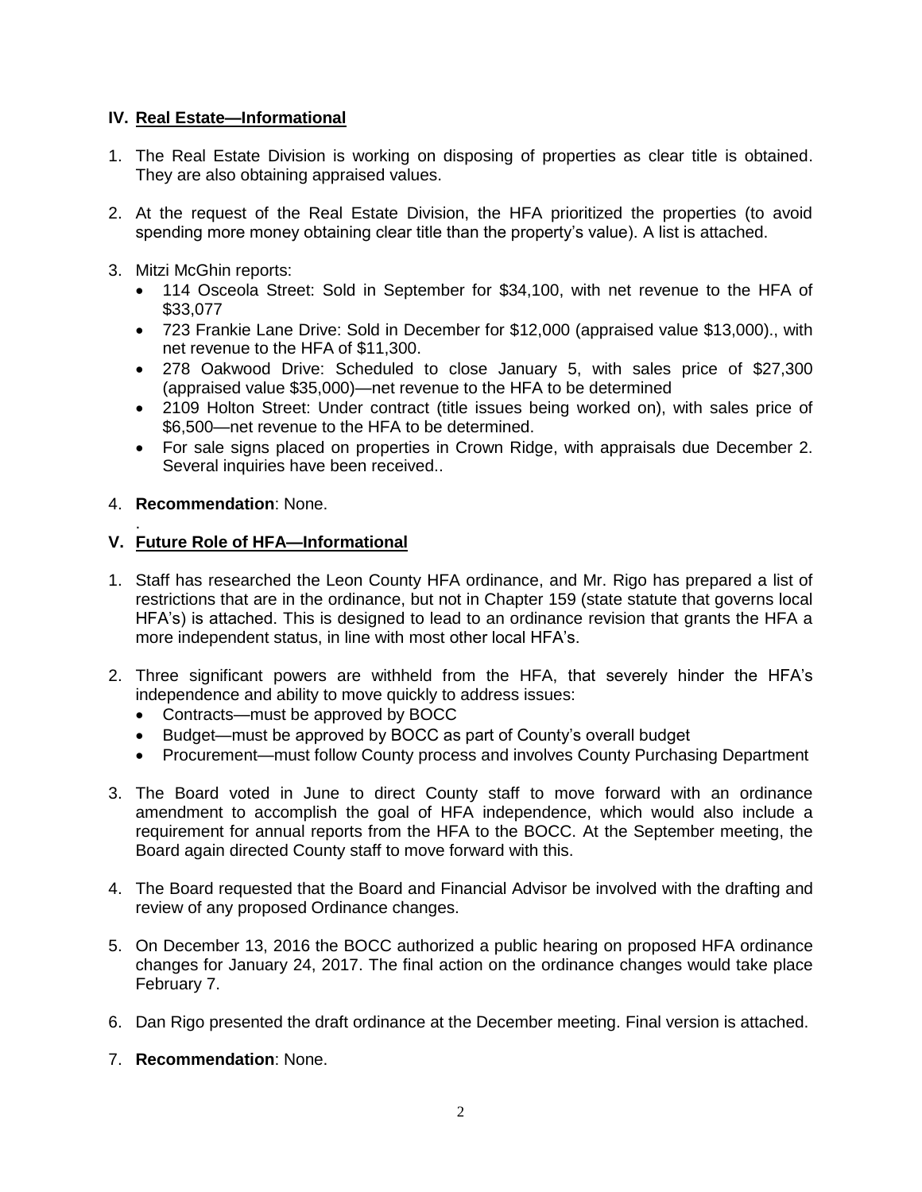## IV. Real Estate—Informational

1. The Real Estate Division is working on disposing of properties as clear title is obtained. They are also obtaining appraised values.

2. At the request of the Real Estate Division, the HFA prioritized the properties (to avoid spending more money obtaining clear title than the property's value). A list is attached.

3. Mitzi McGhin reports:
   - 114 Osceola Street: Sold in September for $34,100, with net revenue to the HFA of $33,077
   - 723 Frankie Lane Drive: Sold in December for $12,000 (appraised value $13,000)., with net revenue to the HFA of $11,300.
   - 278 Oakwood Drive: Scheduled to close January 5, with sales price of $27,300 (appraised value $35,000)—net revenue to the HFA to be determined
   - 2109 Holton Street: Under contract (title issues being worked on), with sales price of $6,500—net revenue to the HFA to be determined.
   - For sale signs placed on properties in Crown Ridge, with appraisals due December 2. Several inquiries have been received..

4. **Recommendation**: None.

.

## V. Future Role of HFA—Informational

1. Staff has researched the Leon County HFA ordinance, and Mr. Rigo has prepared a list of restrictions that are in the ordinance, but not in Chapter 159 (state statute that governs local HFA's) is attached. This is designed to lead to an ordinance revision that grants the HFA a more independent status, in line with most other local HFA's.

2. Three significant powers are withheld from the HFA, that severely hinder the HFA's independence and ability to move quickly to address issues:
   - Contracts—must be approved by BOCC
   - Budget—must be approved by BOCC as part of County's overall budget
   - Procurement—must follow County process and involves County Purchasing Department

3. The Board voted in June to direct County staff to move forward with an ordinance amendment to accomplish the goal of HFA independence, which would also include a requirement for annual reports from the HFA to the BOCC. At the September meeting, the Board again directed County staff to move forward with this.

4. The Board requested that the Board and Financial Advisor be involved with the drafting and review of any proposed Ordinance changes.

5. On December 13, 2016 the BOCC authorized a public hearing on proposed HFA ordinance changes for January 24, 2017. The final action on the ordinance changes would take place February 7.

6. Dan Rigo presented the draft ordinance at the December meeting. Final version is attached.

7. **Recommendation**: None.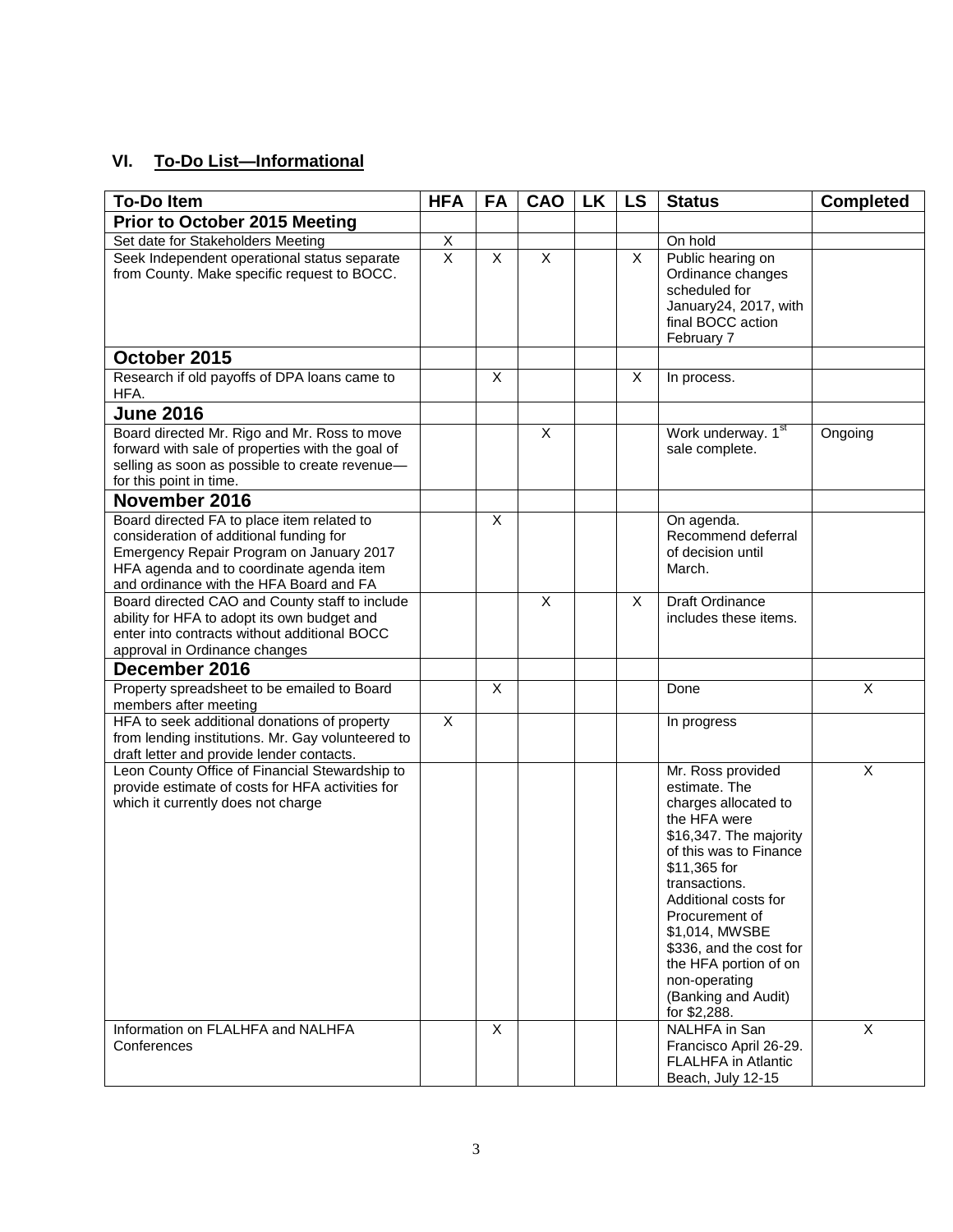## VI. To-Do List—Informational

| To-Do Item | HFA | FA | CAO | LK | LS | Status | Completed |
|---|---|---|---|---|---|---|---|
| **Prior to October 2015 Meeting** | | | | | | | |
| Set date for Stakeholders Meeting | X | | | | | On hold | |
| Seek Independent operational status separate from County. Make specific request to BOCC. | X | X | X | | X | Public hearing on Ordinance changes scheduled for January24, 2017, with final BOCC action February 7 | |
| **October 2015** | | | | | | | |
| Research if old payoffs of DPA loans came to HFA. | | X | | | X | In process. | |
| **June 2016** | | | | | | | |
| Board directed Mr. Rigo and Mr. Ross to move forward with sale of properties with the goal of selling as soon as possible to create revenue—for this point in time. | | | X | | | Work underway. 1st sale complete. | Ongoing |
| **November 2016** | | | | | | | |
| Board directed FA to place item related to consideration of additional funding for Emergency Repair Program on January 2017 HFA agenda and to coordinate agenda item and ordinance with the HFA Board and FA | | X | | | | On agenda. Recommend deferral of decision until March. | |
| Board directed CAO and County staff to include ability for HFA to adopt its own budget and enter into contracts without additional BOCC approval in Ordinance changes | | | X | | X | Draft Ordinance includes these items. | |
| **December 2016** | | | | | | | |
| Property spreadsheet to be emailed to Board members after meeting | | X | | | | Done | X |
| HFA to seek additional donations of property from lending institutions. Mr. Gay volunteered to draft letter and provide lender contacts. | X | | | | | In progress | |
| Leon County Office of Financial Stewardship to provide estimate of costs for HFA activities for which it currently does not charge | | | | | | Mr. Ross provided estimate. The charges allocated to the HFA were $16,347. The majority of this was to Finance $11,365 for transactions. Additional costs for Procurement of $1,014, MWSBE $336, and the cost for the HFA portion of on non-operating (Banking and Audit) for $2,288. | X |
| Information on FLALHFA and NALHFA Conferences | | X | | | | NALHFA in San Francisco April 26-29. FLALHFA in Atlantic Beach, July 12-15 | X |